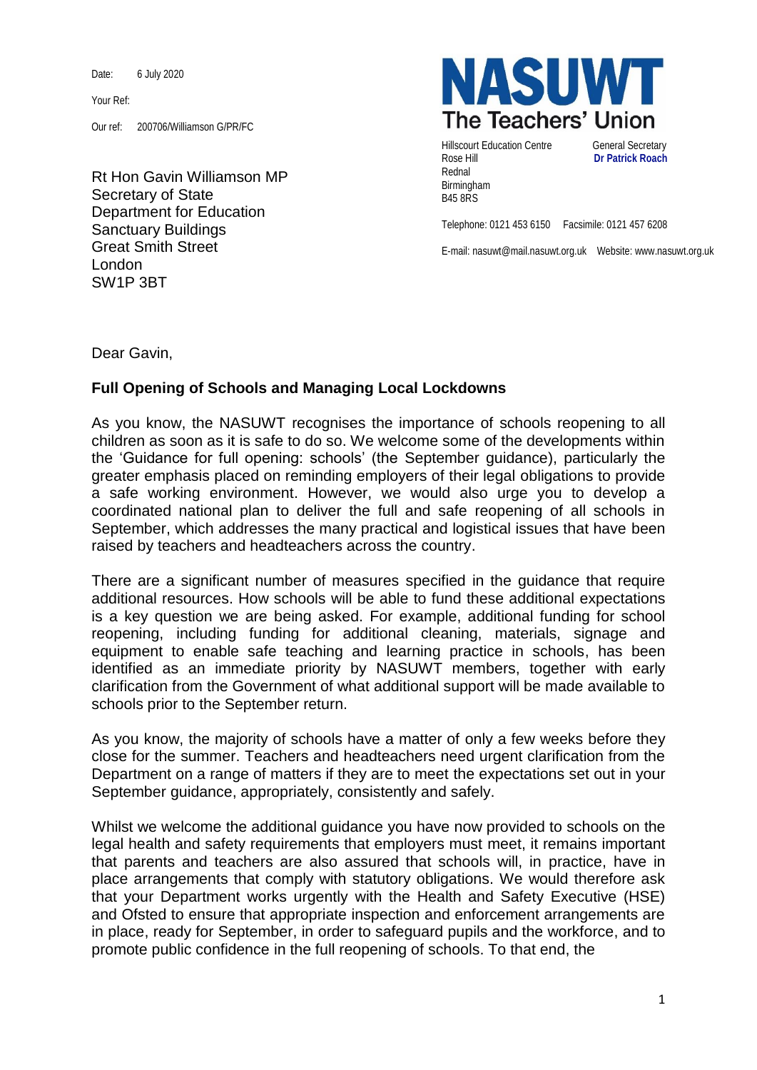Date: 6 July 2020

Your Ref:

Our ref: 200706/Williamson G/PR/FC

**NASUWT**
**The Teachers' Union**

Hillscourt Education Centre
Rose Hill
Rednal
Birmingham
B45 8RS

General Secretary
**Dr Patrick Roach**

Telephone: 0121 453 6150 Facsimile: 0121 457 6208

E-mail: nasuwt@mail.nasuwt.org.uk Website: www.nasuwt.org.uk

Rt Hon Gavin Williamson MP
Secretary of State
Department for Education
Sanctuary Buildings
Great Smith Street
London
SW1P 3BT

Dear Gavin,

**Full Opening of Schools and Managing Local Lockdowns**

As you know, the NASUWT recognises the importance of schools reopening to all children as soon as it is safe to do so. We welcome some of the developments within the 'Guidance for full opening: schools' (the September guidance), particularly the greater emphasis placed on reminding employers of their legal obligations to provide a safe working environment. However, we would also urge you to develop a coordinated national plan to deliver the full and safe reopening of all schools in September, which addresses the many practical and logistical issues that have been raised by teachers and headteachers across the country.

There are a significant number of measures specified in the guidance that require additional resources. How schools will be able to fund these additional expectations is a key question we are being asked. For example, additional funding for school reopening, including funding for additional cleaning, materials, signage and equipment to enable safe teaching and learning practice in schools, has been identified as an immediate priority by NASUWT members, together with early clarification from the Government of what additional support will be made available to schools prior to the September return.

As you know, the majority of schools have a matter of only a few weeks before they close for the summer. Teachers and headteachers need urgent clarification from the Department on a range of matters if they are to meet the expectations set out in your September guidance, appropriately, consistently and safely.

Whilst we welcome the additional guidance you have now provided to schools on the legal health and safety requirements that employers must meet, it remains important that parents and teachers are also assured that schools will, in practice, have in place arrangements that comply with statutory obligations. We would therefore ask that your Department works urgently with the Health and Safety Executive (HSE) and Ofsted to ensure that appropriate inspection and enforcement arrangements are in place, ready for September, in order to safeguard pupils and the workforce, and to promote public confidence in the full reopening of schools. To that end, the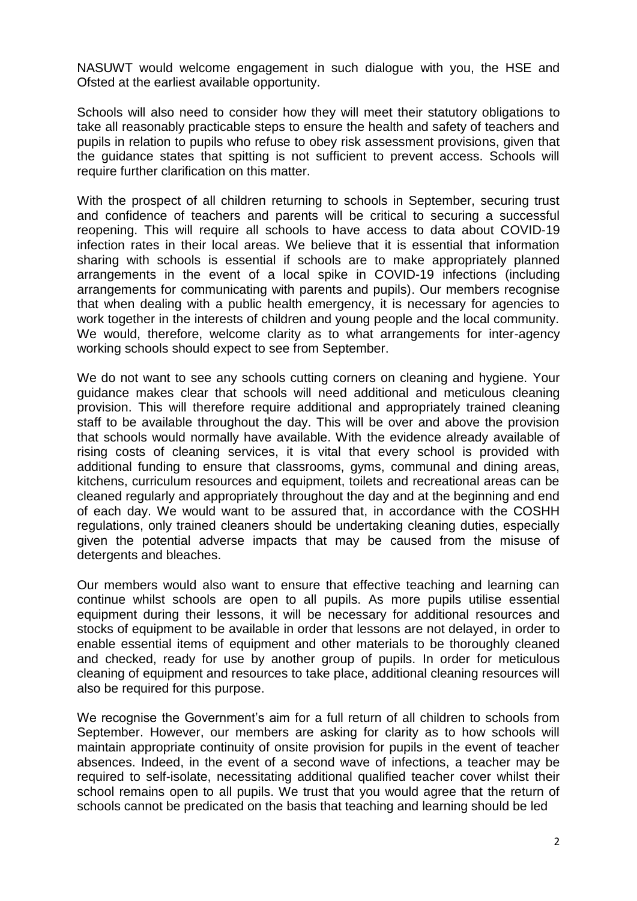NASUWT would welcome engagement in such dialogue with you, the HSE and Ofsted at the earliest available opportunity.

Schools will also need to consider how they will meet their statutory obligations to take all reasonably practicable steps to ensure the health and safety of teachers and pupils in relation to pupils who refuse to obey risk assessment provisions, given that the guidance states that spitting is not sufficient to prevent access. Schools will require further clarification on this matter.

With the prospect of all children returning to schools in September, securing trust and confidence of teachers and parents will be critical to securing a successful reopening. This will require all schools to have access to data about COVID-19 infection rates in their local areas. We believe that it is essential that information sharing with schools is essential if schools are to make appropriately planned arrangements in the event of a local spike in COVID-19 infections (including arrangements for communicating with parents and pupils). Our members recognise that when dealing with a public health emergency, it is necessary for agencies to work together in the interests of children and young people and the local community. We would, therefore, welcome clarity as to what arrangements for inter-agency working schools should expect to see from September.

We do not want to see any schools cutting corners on cleaning and hygiene. Your guidance makes clear that schools will need additional and meticulous cleaning provision. This will therefore require additional and appropriately trained cleaning staff to be available throughout the day. This will be over and above the provision that schools would normally have available. With the evidence already available of rising costs of cleaning services, it is vital that every school is provided with additional funding to ensure that classrooms, gyms, communal and dining areas, kitchens, curriculum resources and equipment, toilets and recreational areas can be cleaned regularly and appropriately throughout the day and at the beginning and end of each day. We would want to be assured that, in accordance with the COSHH regulations, only trained cleaners should be undertaking cleaning duties, especially given the potential adverse impacts that may be caused from the misuse of detergents and bleaches.

Our members would also want to ensure that effective teaching and learning can continue whilst schools are open to all pupils. As more pupils utilise essential equipment during their lessons, it will be necessary for additional resources and stocks of equipment to be available in order that lessons are not delayed, in order to enable essential items of equipment and other materials to be thoroughly cleaned and checked, ready for use by another group of pupils. In order for meticulous cleaning of equipment and resources to take place, additional cleaning resources will also be required for this purpose.

We recognise the Government's aim for a full return of all children to schools from September. However, our members are asking for clarity as to how schools will maintain appropriate continuity of onsite provision for pupils in the event of teacher absences. Indeed, in the event of a second wave of infections, a teacher may be required to self-isolate, necessitating additional qualified teacher cover whilst their school remains open to all pupils. We trust that you would agree that the return of schools cannot be predicated on the basis that teaching and learning should be led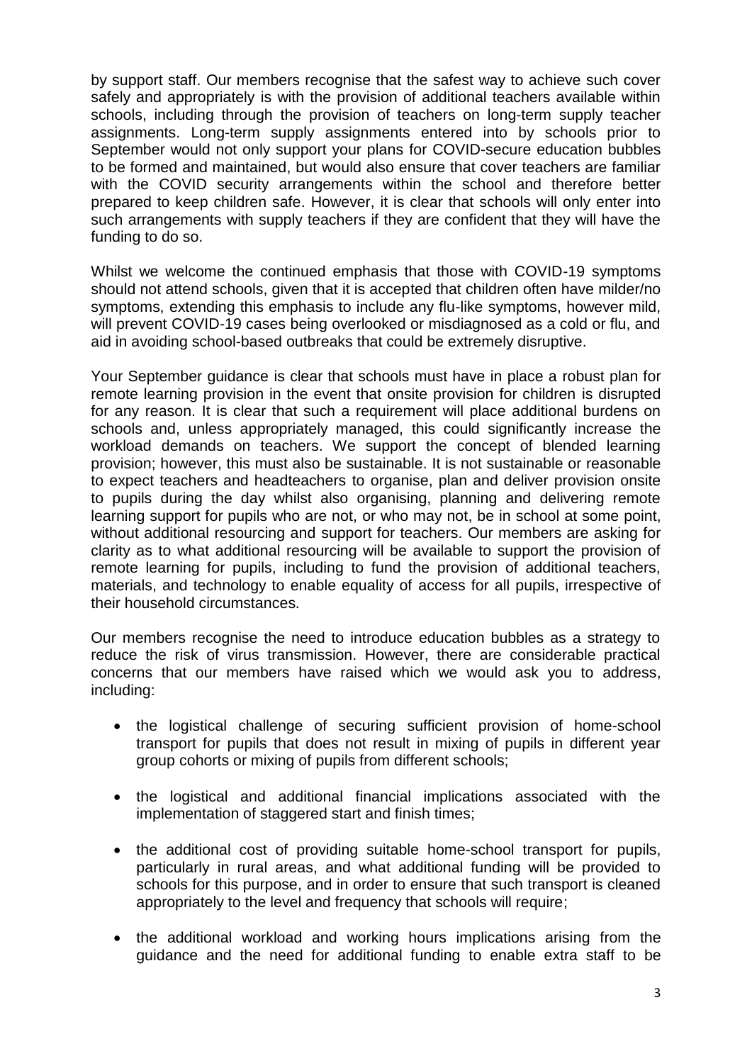by support staff. Our members recognise that the safest way to achieve such cover safely and appropriately is with the provision of additional teachers available within schools, including through the provision of teachers on long-term supply teacher assignments. Long-term supply assignments entered into by schools prior to September would not only support your plans for COVID-secure education bubbles to be formed and maintained, but would also ensure that cover teachers are familiar with the COVID security arrangements within the school and therefore better prepared to keep children safe. However, it is clear that schools will only enter into such arrangements with supply teachers if they are confident that they will have the funding to do so.

Whilst we welcome the continued emphasis that those with COVID-19 symptoms should not attend schools, given that it is accepted that children often have milder/no symptoms, extending this emphasis to include any flu-like symptoms, however mild, will prevent COVID-19 cases being overlooked or misdiagnosed as a cold or flu, and aid in avoiding school-based outbreaks that could be extremely disruptive.

Your September guidance is clear that schools must have in place a robust plan for remote learning provision in the event that onsite provision for children is disrupted for any reason. It is clear that such a requirement will place additional burdens on schools and, unless appropriately managed, this could significantly increase the workload demands on teachers. We support the concept of blended learning provision; however, this must also be sustainable. It is not sustainable or reasonable to expect teachers and headteachers to organise, plan and deliver provision onsite to pupils during the day whilst also organising, planning and delivering remote learning support for pupils who are not, or who may not, be in school at some point, without additional resourcing and support for teachers. Our members are asking for clarity as to what additional resourcing will be available to support the provision of remote learning for pupils, including to fund the provision of additional teachers, materials, and technology to enable equality of access for all pupils, irrespective of their household circumstances.

Our members recognise the need to introduce education bubbles as a strategy to reduce the risk of virus transmission. However, there are considerable practical concerns that our members have raised which we would ask you to address, including:

- the logistical challenge of securing sufficient provision of home-school transport for pupils that does not result in mixing of pupils in different year group cohorts or mixing of pupils from different schools;

- the logistical and additional financial implications associated with the implementation of staggered start and finish times;

- the additional cost of providing suitable home-school transport for pupils, particularly in rural areas, and what additional funding will be provided to schools for this purpose, and in order to ensure that such transport is cleaned appropriately to the level and frequency that schools will require;

- the additional workload and working hours implications arising from the guidance and the need for additional funding to enable extra staff to be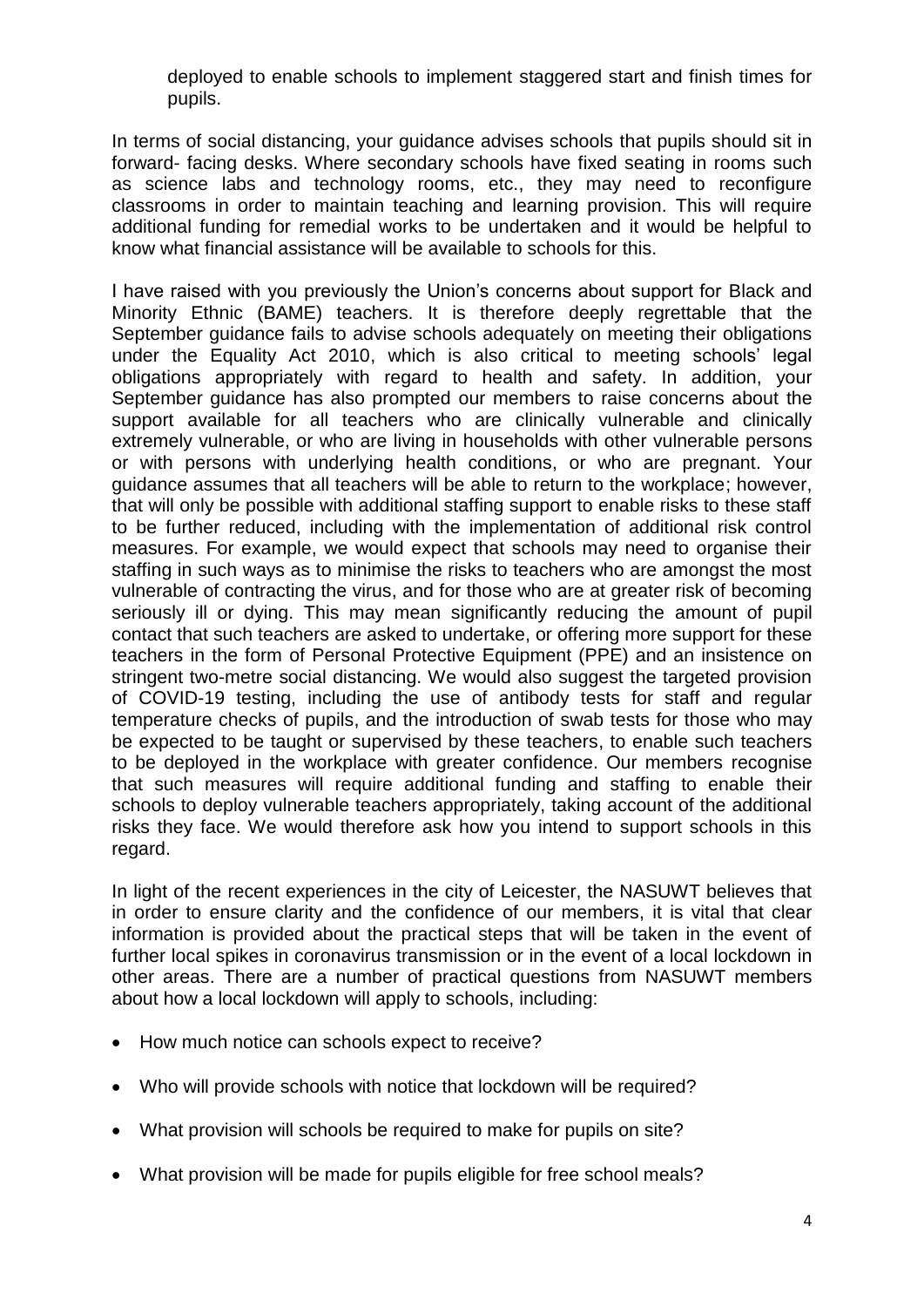deployed to enable schools to implement staggered start and finish times for pupils.

In terms of social distancing, your guidance advises schools that pupils should sit in forward- facing desks. Where secondary schools have fixed seating in rooms such as science labs and technology rooms, etc., they may need to reconfigure classrooms in order to maintain teaching and learning provision. This will require additional funding for remedial works to be undertaken and it would be helpful to know what financial assistance will be available to schools for this.

I have raised with you previously the Union's concerns about support for Black and Minority Ethnic (BAME) teachers. It is therefore deeply regrettable that the September guidance fails to advise schools adequately on meeting their obligations under the Equality Act 2010, which is also critical to meeting schools' legal obligations appropriately with regard to health and safety. In addition, your September guidance has also prompted our members to raise concerns about the support available for all teachers who are clinically vulnerable and clinically extremely vulnerable, or who are living in households with other vulnerable persons or with persons with underlying health conditions, or who are pregnant. Your guidance assumes that all teachers will be able to return to the workplace; however, that will only be possible with additional staffing support to enable risks to these staff to be further reduced, including with the implementation of additional risk control measures. For example, we would expect that schools may need to organise their staffing in such ways as to minimise the risks to teachers who are amongst the most vulnerable of contracting the virus, and for those who are at greater risk of becoming seriously ill or dying. This may mean significantly reducing the amount of pupil contact that such teachers are asked to undertake, or offering more support for these teachers in the form of Personal Protective Equipment (PPE) and an insistence on stringent two-metre social distancing. We would also suggest the targeted provision of COVID-19 testing, including the use of antibody tests for staff and regular temperature checks of pupils, and the introduction of swab tests for those who may be expected to be taught or supervised by these teachers, to enable such teachers to be deployed in the workplace with greater confidence. Our members recognise that such measures will require additional funding and staffing to enable their schools to deploy vulnerable teachers appropriately, taking account of the additional risks they face. We would therefore ask how you intend to support schools in this regard.

In light of the recent experiences in the city of Leicester, the NASUWT believes that in order to ensure clarity and the confidence of our members, it is vital that clear information is provided about the practical steps that will be taken in the event of further local spikes in coronavirus transmission or in the event of a local lockdown in other areas. There are a number of practical questions from NASUWT members about how a local lockdown will apply to schools, including:

- How much notice can schools expect to receive?
- Who will provide schools with notice that lockdown will be required?
- What provision will schools be required to make for pupils on site?
- What provision will be made for pupils eligible for free school meals?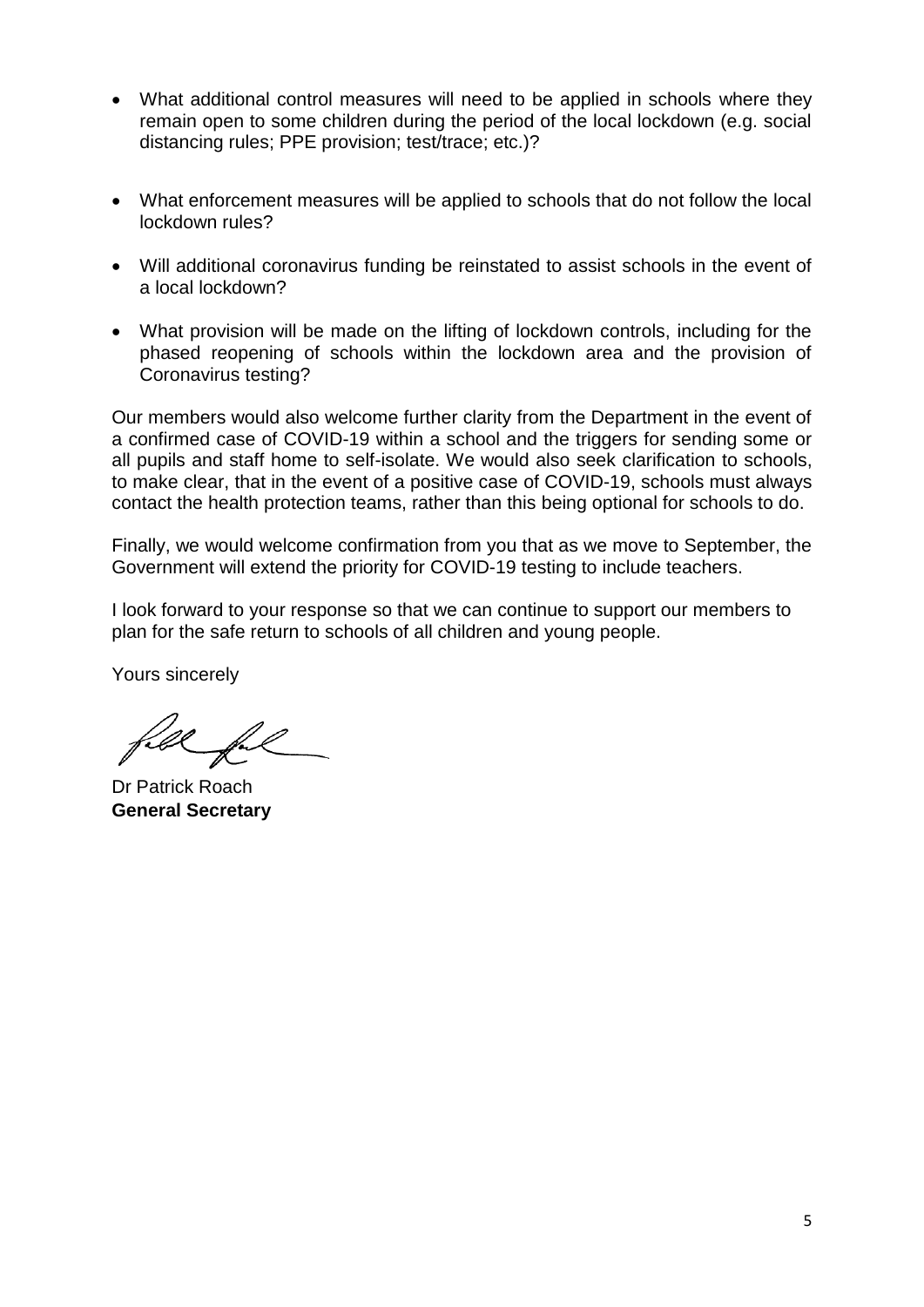- What additional control measures will need to be applied in schools where they remain open to some children during the period of the local lockdown (e.g. social distancing rules; PPE provision; test/trace; etc.)?
- What enforcement measures will be applied to schools that do not follow the local lockdown rules?
- Will additional coronavirus funding be reinstated to assist schools in the event of a local lockdown?
- What provision will be made on the lifting of lockdown controls, including for the phased reopening of schools within the lockdown area and the provision of Coronavirus testing?

Our members would also welcome further clarity from the Department in the event of a confirmed case of COVID-19 within a school and the triggers for sending some or all pupils and staff home to self-isolate. We would also seek clarification to schools, to make clear, that in the event of a positive case of COVID-19, schools must always contact the health protection teams, rather than this being optional for schools to do.

Finally, we would welcome confirmation from you that as we move to September, the Government will extend the priority for COVID-19 testing to include teachers.

I look forward to your response so that we can continue to support our members to plan for the safe return to schools of all children and young people.

Yours sincerely

Dr Patrick Roach
**General Secretary**